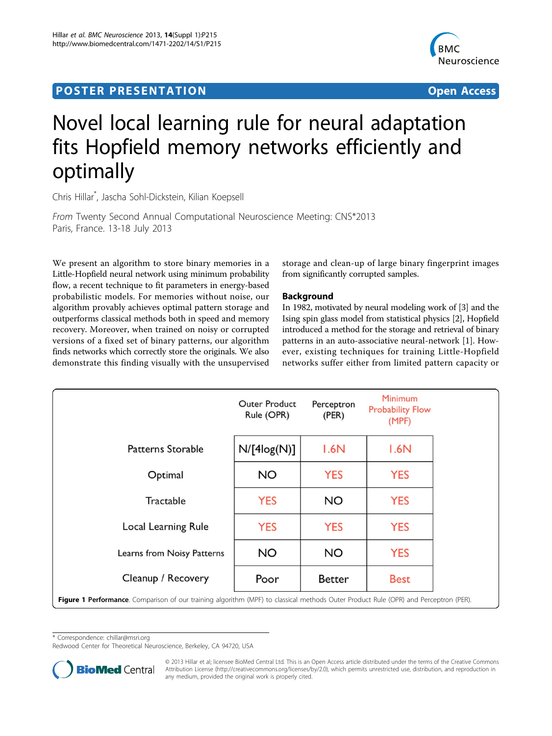POSTER PRESENTATION Open Access

# Novel local learning rule for neural adaptation fits Hopfield memory networks efficiently and optimally

Chris Hillar*, Jascha Sohl-Dickstein, Kilian Koepsell

*From* Twenty Second Annual Computational Neuroscience Meeting: CNS*2013
Paris, France. 13-18 July 2013

We present an algorithm to store binary memories in a Little-Hopfield neural network using minimum probability flow, a recent technique to fit parameters in energy-based probabilistic models. For memories without noise, our algorithm provably achieves optimal pattern storage and outperforms classical methods both in speed and memory recovery. Moreover, when trained on noisy or corrupted versions of a fixed set of binary patterns, our algorithm finds networks which correctly store the originals. We also demonstrate this finding visually with the unsupervised storage and clean-up of large binary fingerprint images from significantly corrupted samples.

## Background

In 1982, motivated by neural modeling work of [3] and the Ising spin glass model from statistical physics [2], Hopfield introduced a method for the storage and retrieval of binary patterns in an auto-associative neural-network [1]. However, existing techniques for training Little-Hopfield networks suffer either from limited pattern capacity or

| | Outer Product Rule (OPR) | Perceptron (PER) | Minimum Probability Flow (MPF) |
|---|---|---|---|
| Patterns Storable | N/[4log(N)] | 1.6N | 1.6N |
| Optimal | NO | YES | YES |
| Tractable | YES | NO | YES |
| Local Learning Rule | YES | YES | YES |
| Learns from Noisy Patterns | NO | NO | YES |
| Cleanup / Recovery | Poor | Better | Best |

**Figure 1 Performance**. Comparison of our training algorithm (MPF) to classical methods Outer Product Rule (OPR) and Perceptron (PER).

* Correspondence: chillar@msri.org
Redwood Center for Theoretical Neuroscience, Berkeley, CA 94720, USA

© 2013 Hillar et al; licensee BioMed Central Ltd. This is an Open Access article distributed under the terms of the Creative Commons Attribution License (http://creativecommons.org/licenses/by/2.0), which permits unrestricted use, distribution, and reproduction in any medium, provided the original work is properly cited.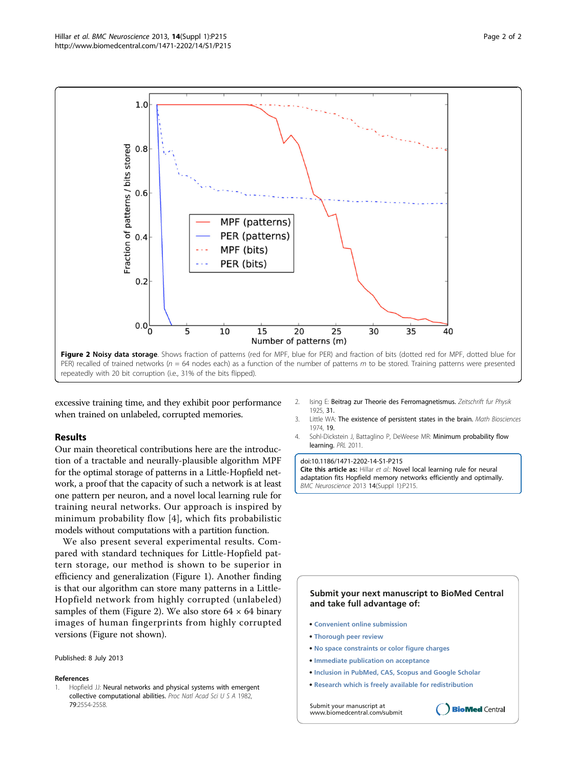1.0
0.8
0.6
0.4
0.2
0.0
Fraction of patterns / bits stored
0
5
10
15
20
25
30
35
40
Number of patterns (m)
MPF (patterns)
PER (patterns)
MPF (bits)
PER (bits)

**Figure 2 Noisy data storage**. Shows fraction of patterns (red for MPF, blue for PER) and fraction of bits (dotted red for MPF, dotted blue for PER) recalled of trained networks ($n$ = 64 nodes each) as a function of the number of patterns $m$ to be stored. Training patterns were presented repeatedly with 20 bit corruption (i.e., 31% of the bits flipped).

excessive training time, and they exhibit poor performance when trained on unlabeled, corrupted memories.

## Results

Our main theoretical contributions here are the introduction of a tractable and neurally-plausible algorithm MPF for the optimal storage of patterns in a Little-Hopfield network, a proof that the capacity of such a network is at least one pattern per neuron, and a novel local learning rule for training neural networks. Our approach is inspired by minimum probability flow [4], which fits probabilistic models without computations with a partition function.

We also present several experimental results. Compared with standard techniques for Little-Hopfield pattern storage, our method is shown to be superior in efficiency and generalization (Figure 1). Another finding is that our algorithm can store many patterns in a Little-Hopfield network from highly corrupted (unlabeled) samples of them (Figure 2). We also store 64 × 64 binary images of human fingerprints from highly corrupted versions (Figure not shown).

Published: 8 July 2013

### References

1. Hopfield JJ: **Neural networks and physical systems with emergent collective computational abilities.** *Proc Natl Acad Sci U S A* 1982, **79**:2554-2558.
2. Ising E: **Beitrag zur Theorie des Ferromagnetismus.** *Zeitschrift fur Physik* 1925, **31.**
3. Little WA: **The existence of persistent states in the brain.** *Math Biosciences* 1974, **19.**
4. Sohl-Dickstein J, Battaglino P, DeWeese MR: **Minimum probability flow learning.** *PRL* 2011.

doi:10.1186/1471-2202-14-S1-P215
**Cite this article as:** Hillar *et al.*: Novel local learning rule for neural adaptation fits Hopfield memory networks efficiently and optimally. *BMC Neuroscience* 2013 **14**(Suppl 1):P215.